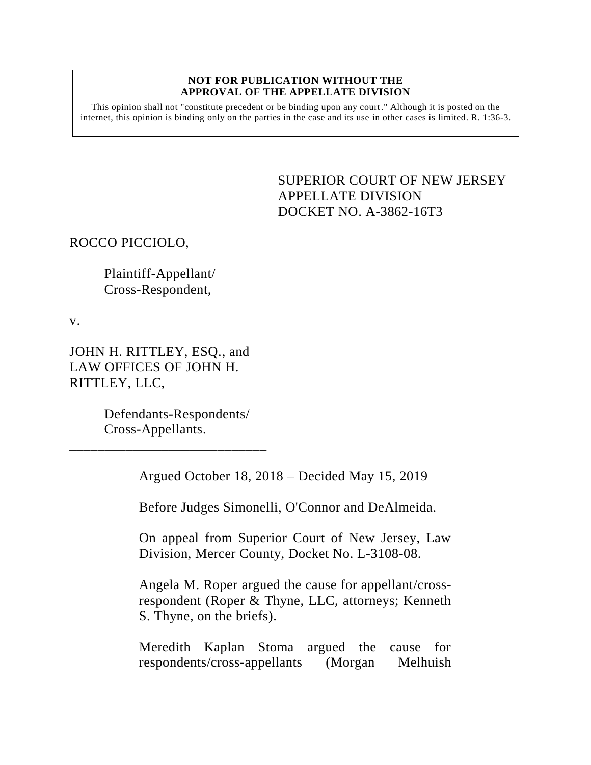**NOT FOR PUBLICATION WITHOUT THE APPROVAL OF THE APPELLATE DIVISION**

This opinion shall not "constitute precedent or be binding upon any court." Although it is posted on the internet, this opinion is binding only on the parties in the case and its use in other cases is limited. R. 1:36-3.

SUPERIOR COURT OF NEW JERSEY
APPELLATE DIVISION
DOCKET NO. A-3862-16T3

ROCCO PICCIOLO,

Plaintiff-Appellant/
Cross-Respondent,

v.

JOHN H. RITTLEY, ESQ., and
LAW OFFICES OF JOHN H.
RITTLEY, LLC,

Defendants-Respondents/
Cross-Appellants.

\_\_\_\_\_\_\_\_\_\_\_\_\_\_\_\_\_\_\_\_\_\_\_\_\_\_\_\_\_\_

Argued October 18, 2018 – Decided May 15, 2019

Before Judges Simonelli, O'Connor and DeAlmeida.

On appeal from Superior Court of New Jersey, Law Division, Mercer County, Docket No. L-3108-08.

Angela M. Roper argued the cause for appellant/cross-respondent (Roper & Thyne, LLC, attorneys; Kenneth S. Thyne, on the briefs).

Meredith Kaplan Stoma argued the cause for respondents/cross-appellants (Morgan Melhuish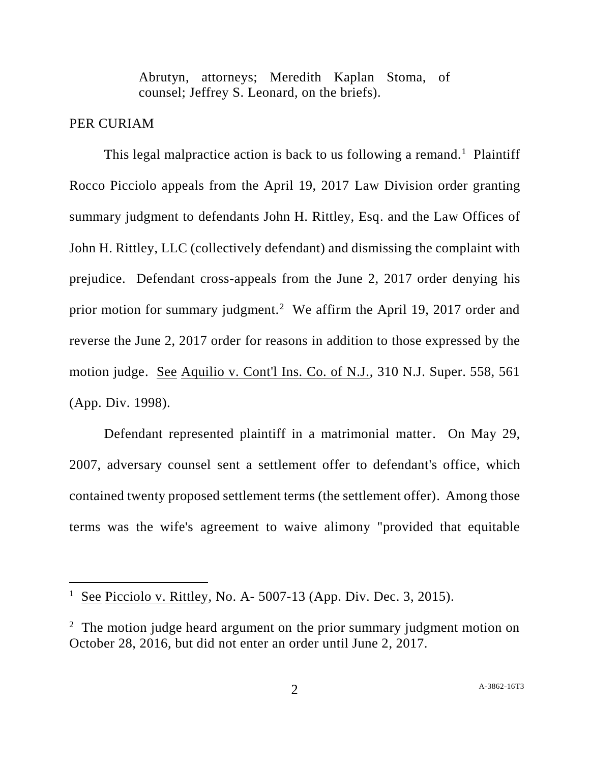Abrutyn, attorneys; Meredith Kaplan Stoma, of counsel; Jeffrey S. Leonard, on the briefs).

PER CURIAM

This legal malpractice action is back to us following a remand.[1] Plaintiff Rocco Picciolo appeals from the April 19, 2017 Law Division order granting summary judgment to defendants John H. Rittley, Esq. and the Law Offices of John H. Rittley, LLC (collectively defendant) and dismissing the complaint with prejudice. Defendant cross-appeals from the June 2, 2017 order denying his prior motion for summary judgment.[2] We affirm the April 19, 2017 order and reverse the June 2, 2017 order for reasons in addition to those expressed by the motion judge. See Aquilio v. Cont'l Ins. Co. of N.J., 310 N.J. Super. 558, 561 (App. Div. 1998).

Defendant represented plaintiff in a matrimonial matter. On May 29, 2007, adversary counsel sent a settlement offer to defendant's office, which contained twenty proposed settlement terms (the settlement offer). Among those terms was the wife's agreement to waive alimony "provided that equitable

---

[1] See Picciolo v. Rittley, No. A- 5007-13 (App. Div. Dec. 3, 2015).

[2] The motion judge heard argument on the prior summary judgment motion on October 28, 2016, but did not enter an order until June 2, 2017.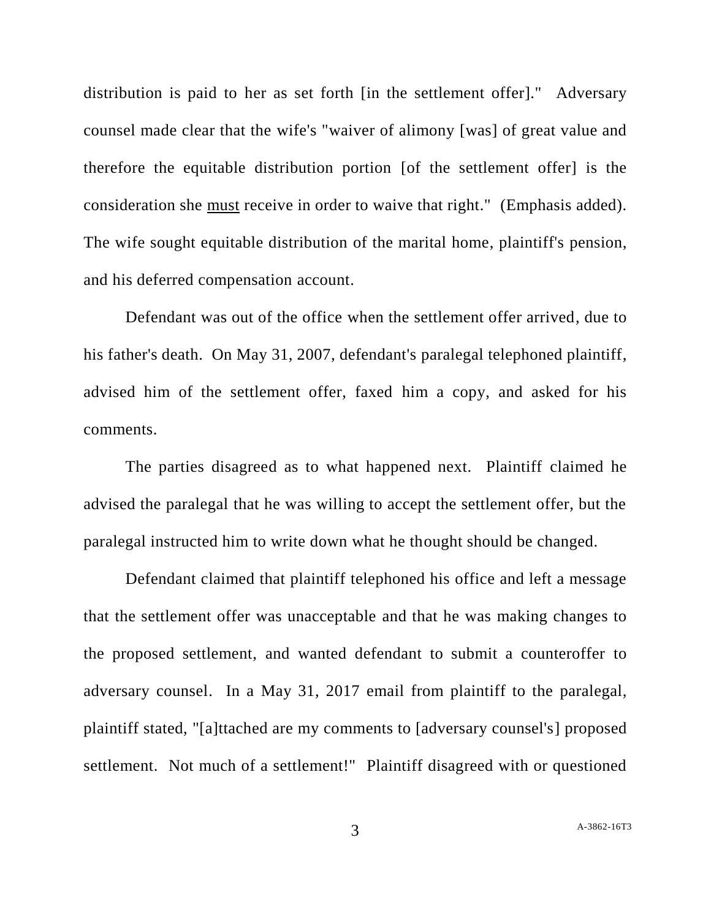distribution is paid to her as set forth [in the settlement offer]." Adversary counsel made clear that the wife's "waiver of alimony [was] of great value and therefore the equitable distribution portion [of the settlement offer] is the consideration she <u>must</u> receive in order to waive that right." (Emphasis added). The wife sought equitable distribution of the marital home, plaintiff's pension, and his deferred compensation account.

Defendant was out of the office when the settlement offer arrived, due to his father's death. On May 31, 2007, defendant's paralegal telephoned plaintiff, advised him of the settlement offer, faxed him a copy, and asked for his comments.

The parties disagreed as to what happened next. Plaintiff claimed he advised the paralegal that he was willing to accept the settlement offer, but the paralegal instructed him to write down what he thought should be changed.

Defendant claimed that plaintiff telephoned his office and left a message that the settlement offer was unacceptable and that he was making changes to the proposed settlement, and wanted defendant to submit a counteroffer to adversary counsel. In a May 31, 2017 email from plaintiff to the paralegal, plaintiff stated, "[a]ttached are my comments to [adversary counsel's] proposed settlement. Not much of a settlement!" Plaintiff disagreed with or questioned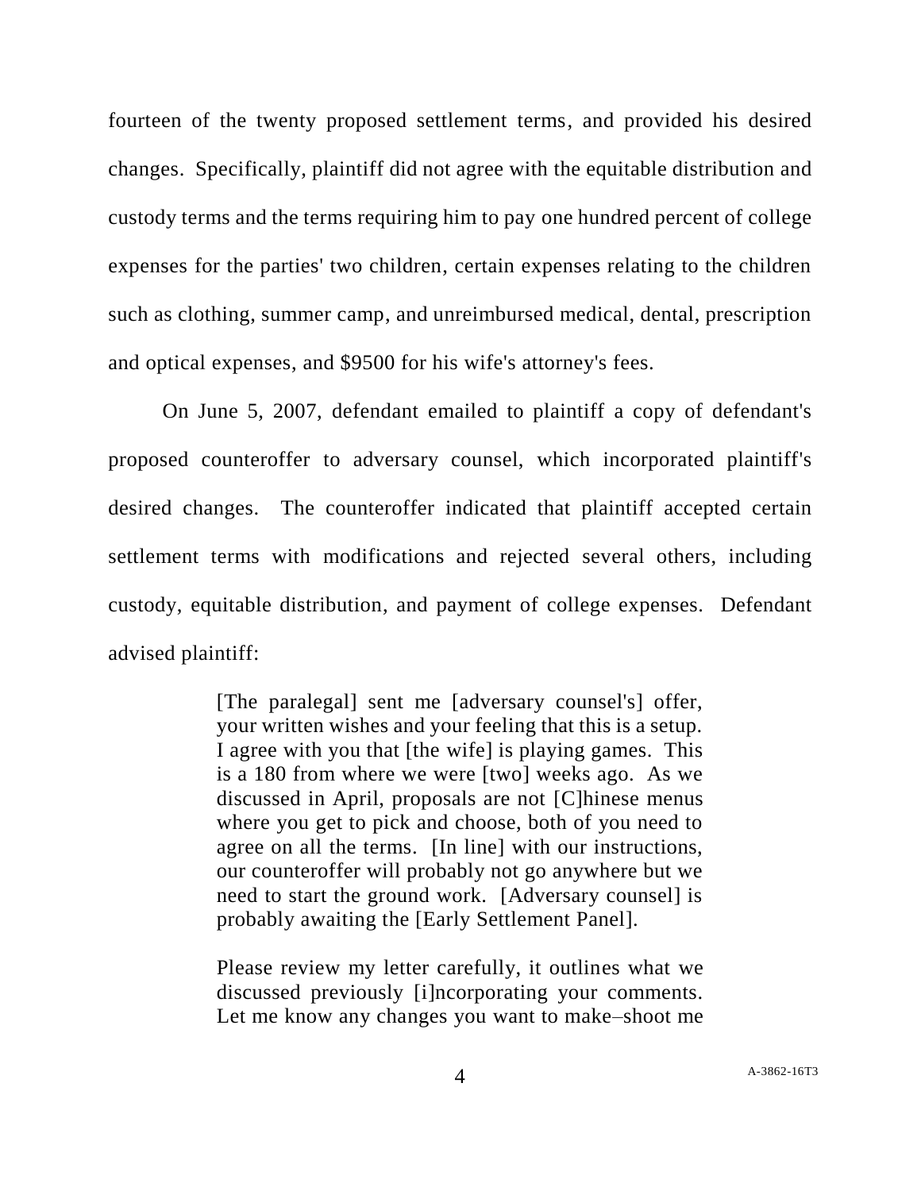fourteen of the twenty proposed settlement terms, and provided his desired changes. Specifically, plaintiff did not agree with the equitable distribution and custody terms and the terms requiring him to pay one hundred percent of college expenses for the parties' two children, certain expenses relating to the children such as clothing, summer camp, and unreimbursed medical, dental, prescription and optical expenses, and $9500 for his wife's attorney's fees.

On June 5, 2007, defendant emailed to plaintiff a copy of defendant's proposed counteroffer to adversary counsel, which incorporated plaintiff's desired changes. The counteroffer indicated that plaintiff accepted certain settlement terms with modifications and rejected several others, including custody, equitable distribution, and payment of college expenses. Defendant advised plaintiff:

> [The paralegal] sent me [adversary counsel's] offer, your written wishes and your feeling that this is a setup. I agree with you that [the wife] is playing games. This is a 180 from where we were [two] weeks ago. As we discussed in April, proposals are not [C]hinese menus where you get to pick and choose, both of you need to agree on all the terms. [In line] with our instructions, our counteroffer will probably not go anywhere but we need to start the ground work. [Adversary counsel] is probably awaiting the [Early Settlement Panel].
>
> Please review my letter carefully, it outlines what we discussed previously [i]ncorporating your comments. Let me know any changes you want to make–shoot me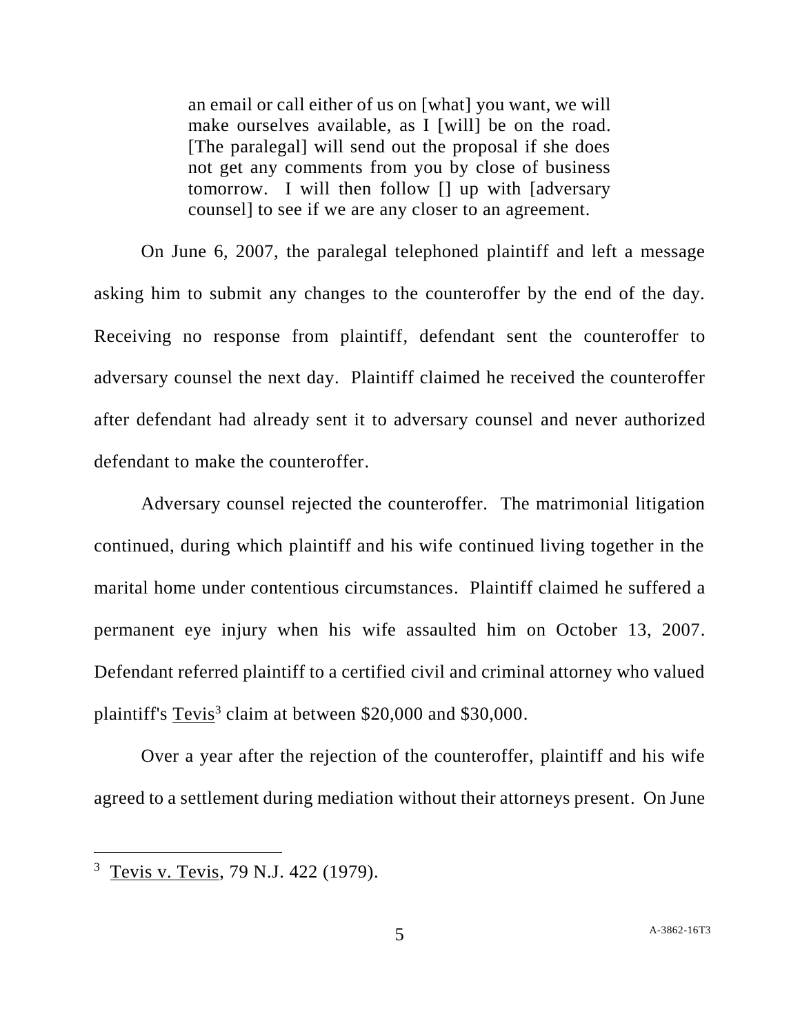> an email or call either of us on [what] you want, we will make ourselves available, as I [will] be on the road. [The paralegal] will send out the proposal if she does not get any comments from you by close of business tomorrow. I will then follow [] up with [adversary counsel] to see if we are any closer to an agreement.

On June 6, 2007, the paralegal telephoned plaintiff and left a message asking him to submit any changes to the counteroffer by the end of the day. Receiving no response from plaintiff, defendant sent the counteroffer to adversary counsel the next day. Plaintiff claimed he received the counteroffer after defendant had already sent it to adversary counsel and never authorized defendant to make the counteroffer.

Adversary counsel rejected the counteroffer. The matrimonial litigation continued, during which plaintiff and his wife continued living together in the marital home under contentious circumstances. Plaintiff claimed he suffered a permanent eye injury when his wife assaulted him on October 13, 2007. Defendant referred plaintiff to a certified civil and criminal attorney who valued plaintiff's Tevis[3] claim at between $20,000 and $30,000.

Over a year after the rejection of the counteroffer, plaintiff and his wife agreed to a settlement during mediation without their attorneys present. On June

---

[3] Tevis v. Tevis, 79 N.J. 422 (1979).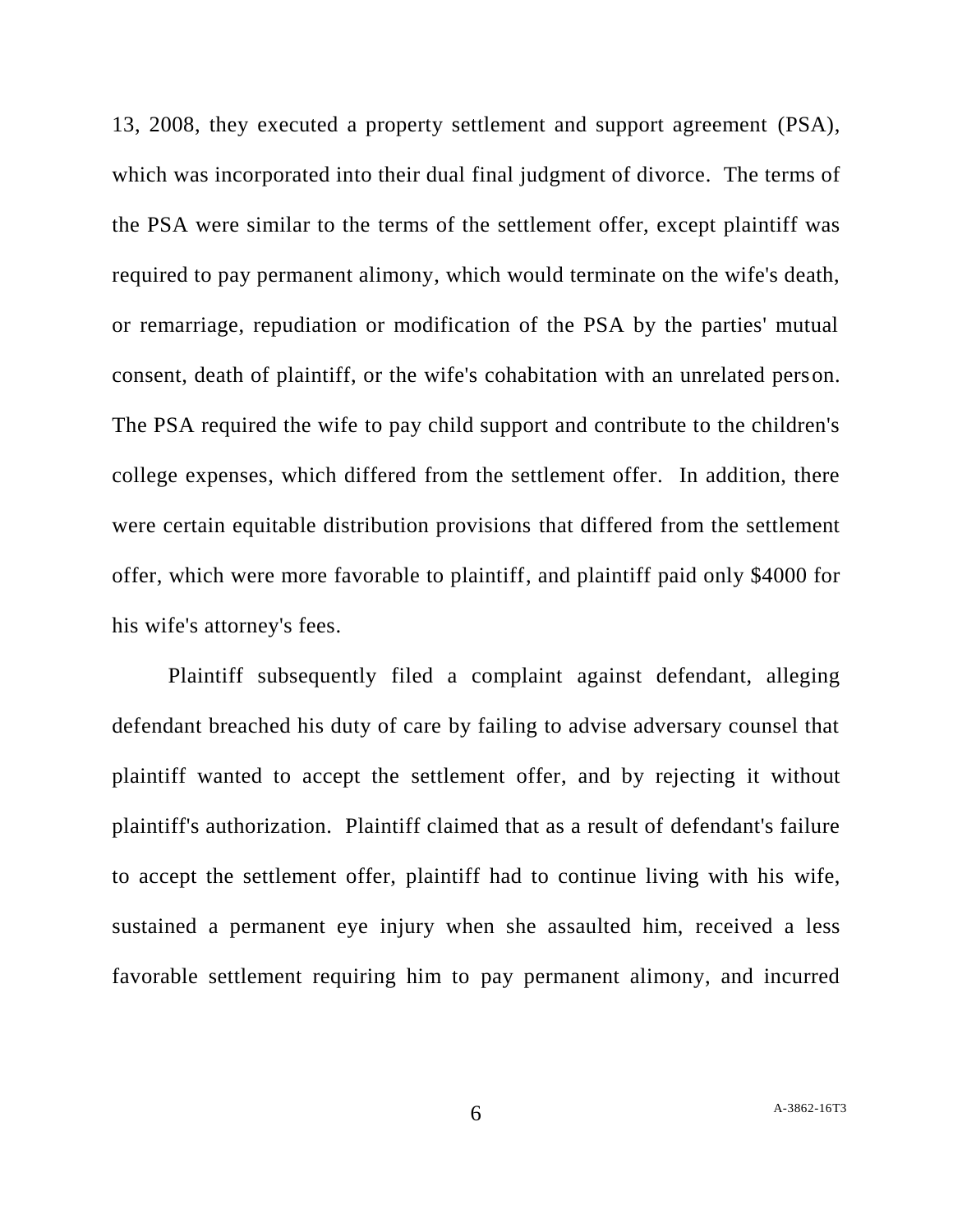13, 2008, they executed a property settlement and support agreement (PSA), which was incorporated into their dual final judgment of divorce. The terms of the PSA were similar to the terms of the settlement offer, except plaintiff was required to pay permanent alimony, which would terminate on the wife's death, or remarriage, repudiation or modification of the PSA by the parties' mutual consent, death of plaintiff, or the wife's cohabitation with an unrelated person. The PSA required the wife to pay child support and contribute to the children's college expenses, which differed from the settlement offer. In addition, there were certain equitable distribution provisions that differed from the settlement offer, which were more favorable to plaintiff, and plaintiff paid only $4000 for his wife's attorney's fees.

Plaintiff subsequently filed a complaint against defendant, alleging defendant breached his duty of care by failing to advise adversary counsel that plaintiff wanted to accept the settlement offer, and by rejecting it without plaintiff's authorization. Plaintiff claimed that as a result of defendant's failure to accept the settlement offer, plaintiff had to continue living with his wife, sustained a permanent eye injury when she assaulted him, received a less favorable settlement requiring him to pay permanent alimony, and incurred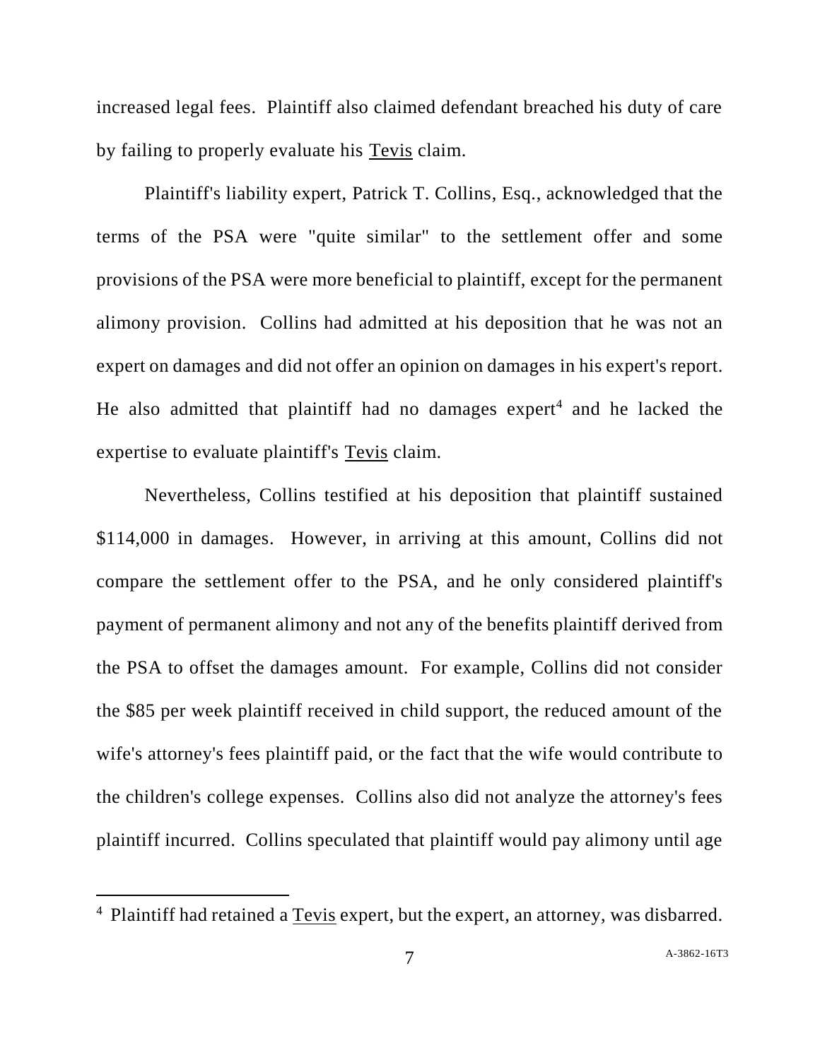increased legal fees. Plaintiff also claimed defendant breached his duty of care by failing to properly evaluate his Tevis claim.

Plaintiff's liability expert, Patrick T. Collins, Esq., acknowledged that the terms of the PSA were "quite similar" to the settlement offer and some provisions of the PSA were more beneficial to plaintiff, except for the permanent alimony provision. Collins had admitted at his deposition that he was not an expert on damages and did not offer an opinion on damages in his expert's report. He also admitted that plaintiff had no damages expert[4] and he lacked the expertise to evaluate plaintiff's Tevis claim.

Nevertheless, Collins testified at his deposition that plaintiff sustained $114,000 in damages. However, in arriving at this amount, Collins did not compare the settlement offer to the PSA, and he only considered plaintiff's payment of permanent alimony and not any of the benefits plaintiff derived from the PSA to offset the damages amount. For example, Collins did not consider the $85 per week plaintiff received in child support, the reduced amount of the wife's attorney's fees plaintiff paid, or the fact that the wife would contribute to the children's college expenses. Collins also did not analyze the attorney's fees plaintiff incurred. Collins speculated that plaintiff would pay alimony until age

[4] Plaintiff had retained a Tevis expert, but the expert, an attorney, was disbarred.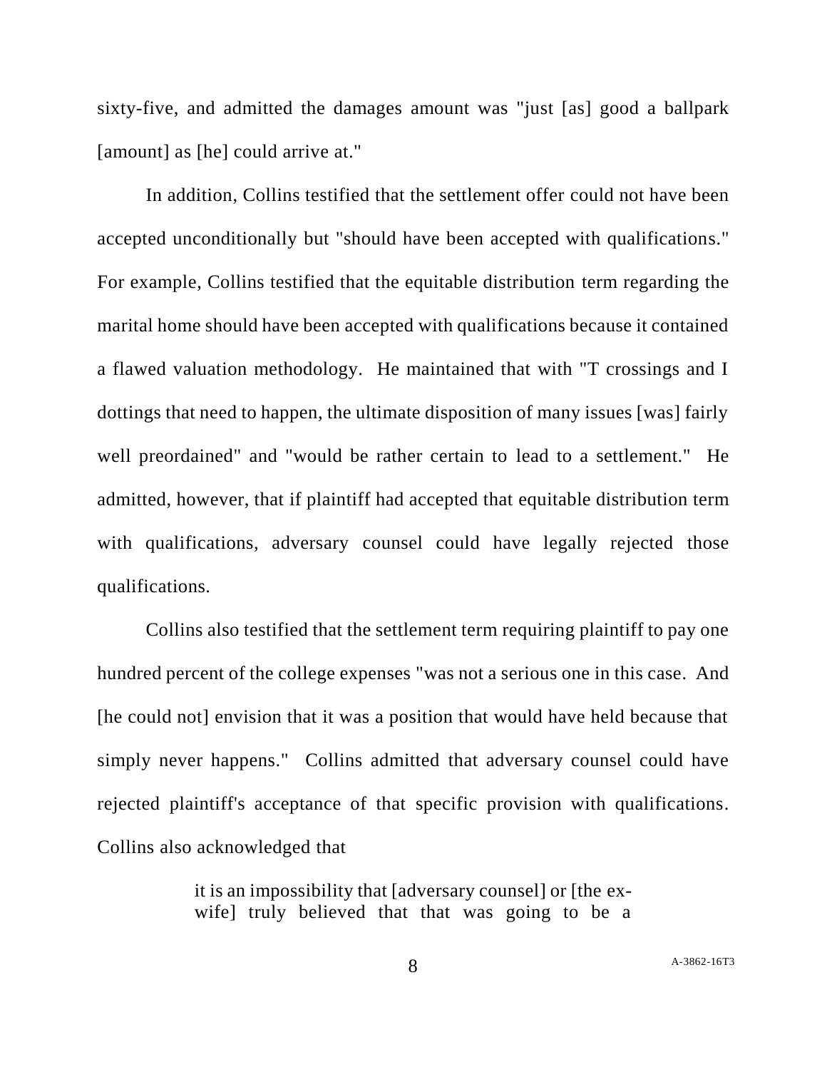sixty-five, and admitted the damages amount was "just [as] good a ballpark [amount] as [he] could arrive at."

In addition, Collins testified that the settlement offer could not have been accepted unconditionally but "should have been accepted with qualifications." For example, Collins testified that the equitable distribution term regarding the marital home should have been accepted with qualifications because it contained a flawed valuation methodology. He maintained that with "T crossings and I dottings that need to happen, the ultimate disposition of many issues [was] fairly well preordained" and "would be rather certain to lead to a settlement." He admitted, however, that if plaintiff had accepted that equitable distribution term with qualifications, adversary counsel could have legally rejected those qualifications.

Collins also testified that the settlement term requiring plaintiff to pay one hundred percent of the college expenses "was not a serious one in this case. And [he could not] envision that it was a position that would have held because that simply never happens." Collins admitted that adversary counsel could have rejected plaintiff's acceptance of that specific provision with qualifications. Collins also acknowledged that

> it is an impossibility that [adversary counsel] or [the ex-wife] truly believed that that was going to be a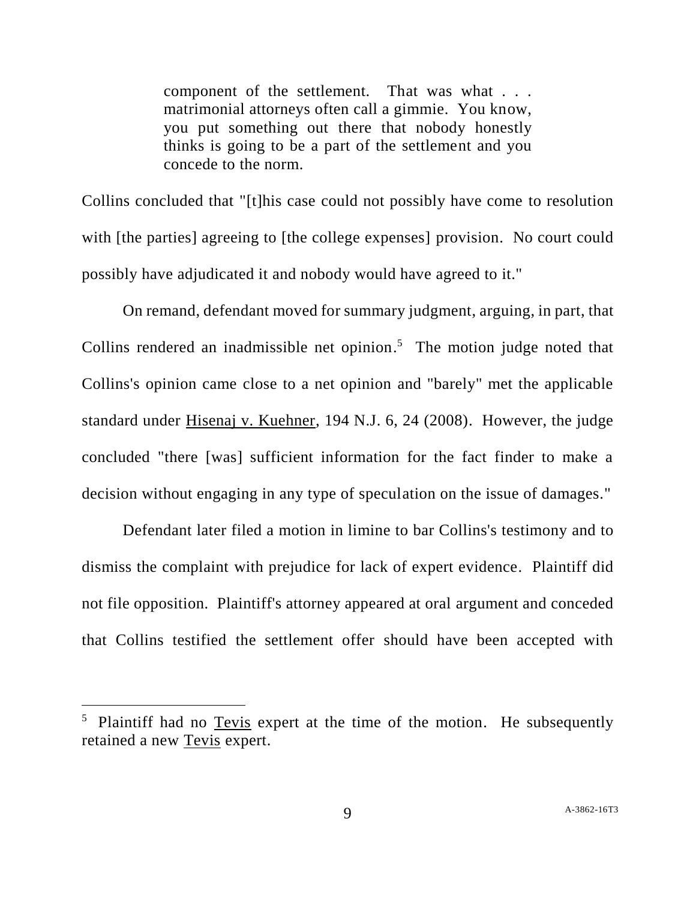> component of the settlement. That was what . . . matrimonial attorneys often call a gimmie. You know, you put something out there that nobody honestly thinks is going to be a part of the settlement and you concede to the norm.

Collins concluded that "[t]his case could not possibly have come to resolution with [the parties] agreeing to [the college expenses] provision. No court could possibly have adjudicated it and nobody would have agreed to it."

On remand, defendant moved for summary judgment, arguing, in part, that Collins rendered an inadmissible net opinion.[5] The motion judge noted that Collins's opinion came close to a net opinion and "barely" met the applicable standard under Hisenaj v. Kuehner, 194 N.J. 6, 24 (2008). However, the judge concluded "there [was] sufficient information for the fact finder to make a decision without engaging in any type of speculation on the issue of damages."

Defendant later filed a motion in limine to bar Collins's testimony and to dismiss the complaint with prejudice for lack of expert evidence. Plaintiff did not file opposition. Plaintiff's attorney appeared at oral argument and conceded that Collins testified the settlement offer should have been accepted with

---

[5] Plaintiff had no Tevis expert at the time of the motion. He subsequently retained a new Tevis expert.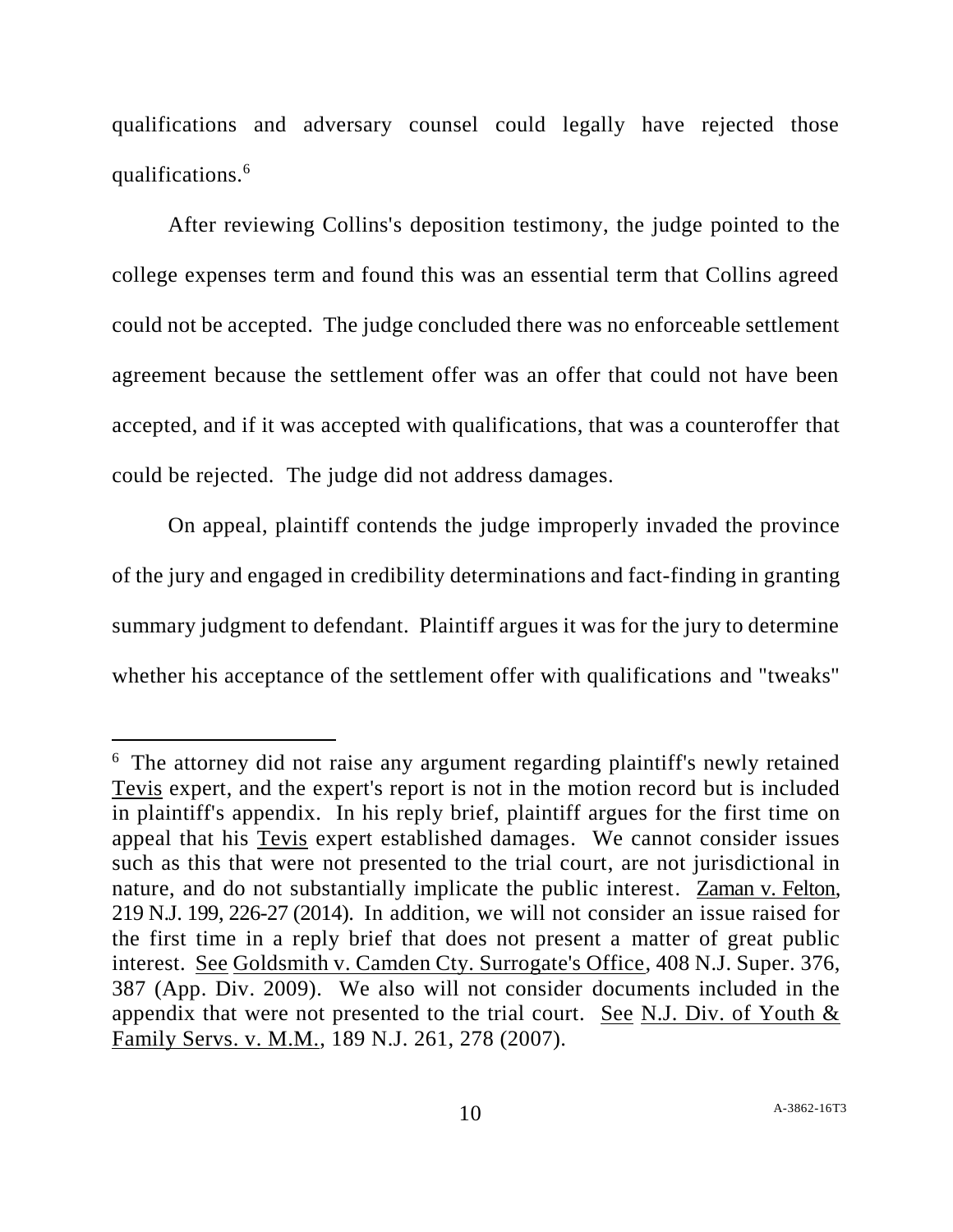qualifications and adversary counsel could legally have rejected those qualifications.[6]

After reviewing Collins's deposition testimony, the judge pointed to the college expenses term and found this was an essential term that Collins agreed could not be accepted. The judge concluded there was no enforceable settlement agreement because the settlement offer was an offer that could not have been accepted, and if it was accepted with qualifications, that was a counteroffer that could be rejected. The judge did not address damages.

On appeal, plaintiff contends the judge improperly invaded the province of the jury and engaged in credibility determinations and fact-finding in granting summary judgment to defendant. Plaintiff argues it was for the jury to determine whether his acceptance of the settlement offer with qualifications and "tweaks"

---

[6] The attorney did not raise any argument regarding plaintiff's newly retained Tevis expert, and the expert's report is not in the motion record but is included in plaintiff's appendix. In his reply brief, plaintiff argues for the first time on appeal that his Tevis expert established damages. We cannot consider issues such as this that were not presented to the trial court, are not jurisdictional in nature, and do not substantially implicate the public interest. Zaman v. Felton, 219 N.J. 199, 226-27 (2014). In addition, we will not consider an issue raised for the first time in a reply brief that does not present a matter of great public interest. See Goldsmith v. Camden Cty. Surrogate's Office, 408 N.J. Super. 376, 387 (App. Div. 2009). We also will not consider documents included in the appendix that were not presented to the trial court. See N.J. Div. of Youth & Family Servs. v. M.M., 189 N.J. 261, 278 (2007).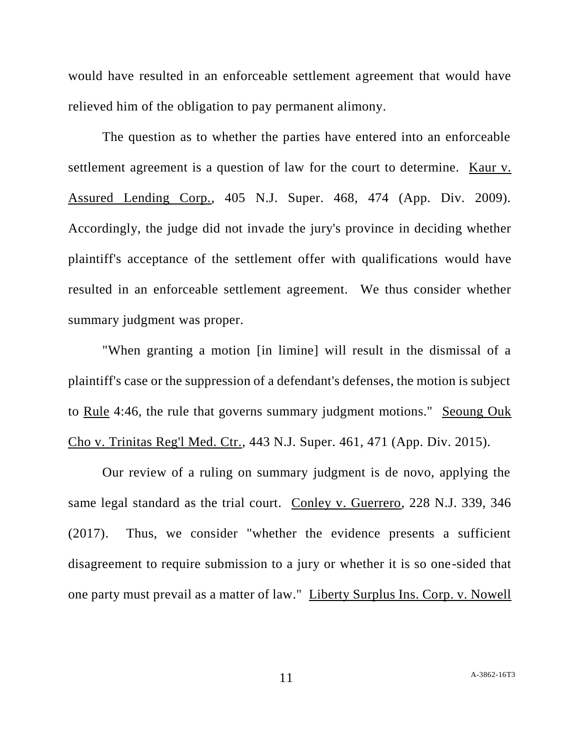would have resulted in an enforceable settlement agreement that would have relieved him of the obligation to pay permanent alimony.

The question as to whether the parties have entered into an enforceable settlement agreement is a question of law for the court to determine. Kaur v. Assured Lending Corp., 405 N.J. Super. 468, 474 (App. Div. 2009). Accordingly, the judge did not invade the jury's province in deciding whether plaintiff's acceptance of the settlement offer with qualifications would have resulted in an enforceable settlement agreement. We thus consider whether summary judgment was proper.

"When granting a motion [in limine] will result in the dismissal of a plaintiff's case or the suppression of a defendant's defenses, the motion is subject to Rule 4:46, the rule that governs summary judgment motions." Seoung Ouk Cho v. Trinitas Reg'l Med. Ctr., 443 N.J. Super. 461, 471 (App. Div. 2015).

Our review of a ruling on summary judgment is de novo, applying the same legal standard as the trial court. Conley v. Guerrero, 228 N.J. 339, 346 (2017). Thus, we consider "whether the evidence presents a sufficient disagreement to require submission to a jury or whether it is so one-sided that one party must prevail as a matter of law." Liberty Surplus Ins. Corp. v. Nowell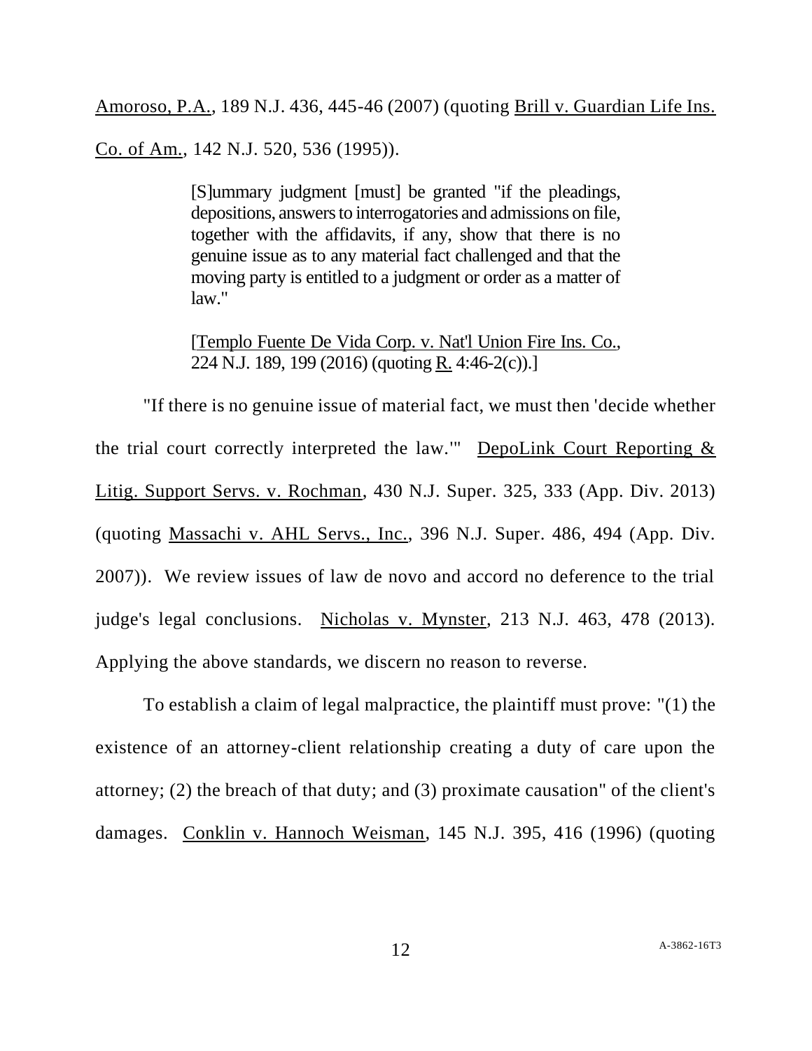Amoroso, P.A., 189 N.J. 436, 445-46 (2007) (quoting Brill v. Guardian Life Ins. Co. of Am., 142 N.J. 520, 536 (1995)).

> [S]ummary judgment [must] be granted "if the pleadings, depositions, answers to interrogatories and admissions on file, together with the affidavits, if any, show that there is no genuine issue as to any material fact challenged and that the moving party is entitled to a judgment or order as a matter of law."
>
> [Templo Fuente De Vida Corp. v. Nat'l Union Fire Ins. Co., 224 N.J. 189, 199 (2016) (quoting R. 4:46-2(c)).]

"If there is no genuine issue of material fact, we must then 'decide whether the trial court correctly interpreted the law.'" DepoLink Court Reporting & Litig. Support Servs. v. Rochman, 430 N.J. Super. 325, 333 (App. Div. 2013) (quoting Massachi v. AHL Servs., Inc., 396 N.J. Super. 486, 494 (App. Div. 2007)). We review issues of law de novo and accord no deference to the trial judge's legal conclusions. Nicholas v. Mynster, 213 N.J. 463, 478 (2013). Applying the above standards, we discern no reason to reverse.

To establish a claim of legal malpractice, the plaintiff must prove: "(1) the existence of an attorney-client relationship creating a duty of care upon the attorney; (2) the breach of that duty; and (3) proximate causation" of the client's damages. Conklin v. Hannoch Weisman, 145 N.J. 395, 416 (1996) (quoting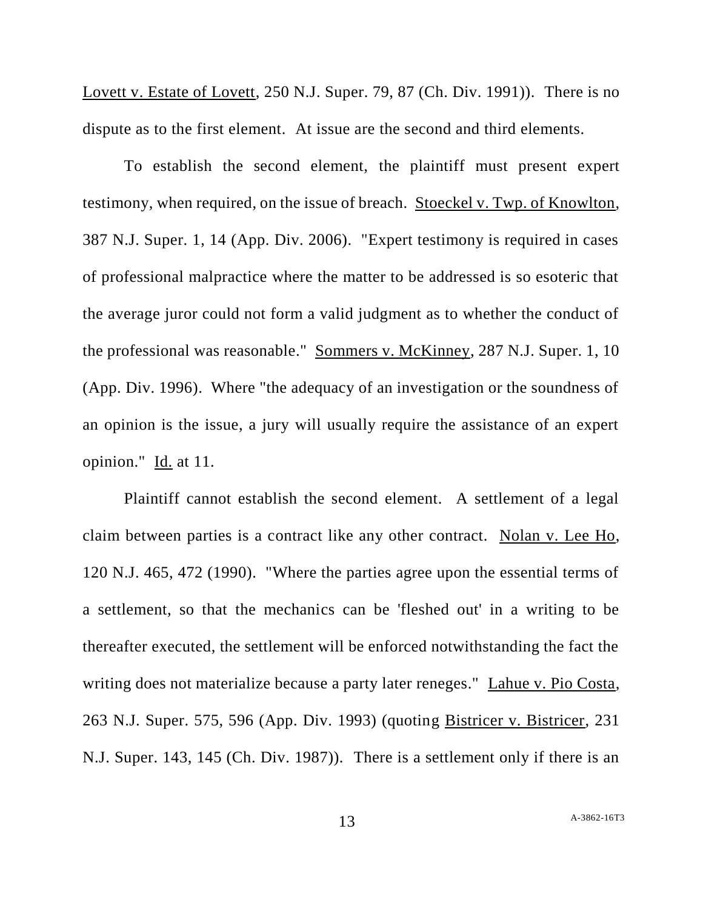Lovett v. Estate of Lovett, 250 N.J. Super. 79, 87 (Ch. Div. 1991)). There is no dispute as to the first element. At issue are the second and third elements.

To establish the second element, the plaintiff must present expert testimony, when required, on the issue of breach. Stoeckel v. Twp. of Knowlton, 387 N.J. Super. 1, 14 (App. Div. 2006). "Expert testimony is required in cases of professional malpractice where the matter to be addressed is so esoteric that the average juror could not form a valid judgment as to whether the conduct of the professional was reasonable." Sommers v. McKinney, 287 N.J. Super. 1, 10 (App. Div. 1996). Where "the adequacy of an investigation or the soundness of an opinion is the issue, a jury will usually require the assistance of an expert opinion." Id. at 11.

Plaintiff cannot establish the second element. A settlement of a legal claim between parties is a contract like any other contract. Nolan v. Lee Ho, 120 N.J. 465, 472 (1990). "Where the parties agree upon the essential terms of a settlement, so that the mechanics can be 'fleshed out' in a writing to be thereafter executed, the settlement will be enforced notwithstanding the fact the writing does not materialize because a party later reneges." Lahue v. Pio Costa, 263 N.J. Super. 575, 596 (App. Div. 1993) (quoting Bistricer v. Bistricer, 231 N.J. Super. 143, 145 (Ch. Div. 1987)). There is a settlement only if there is an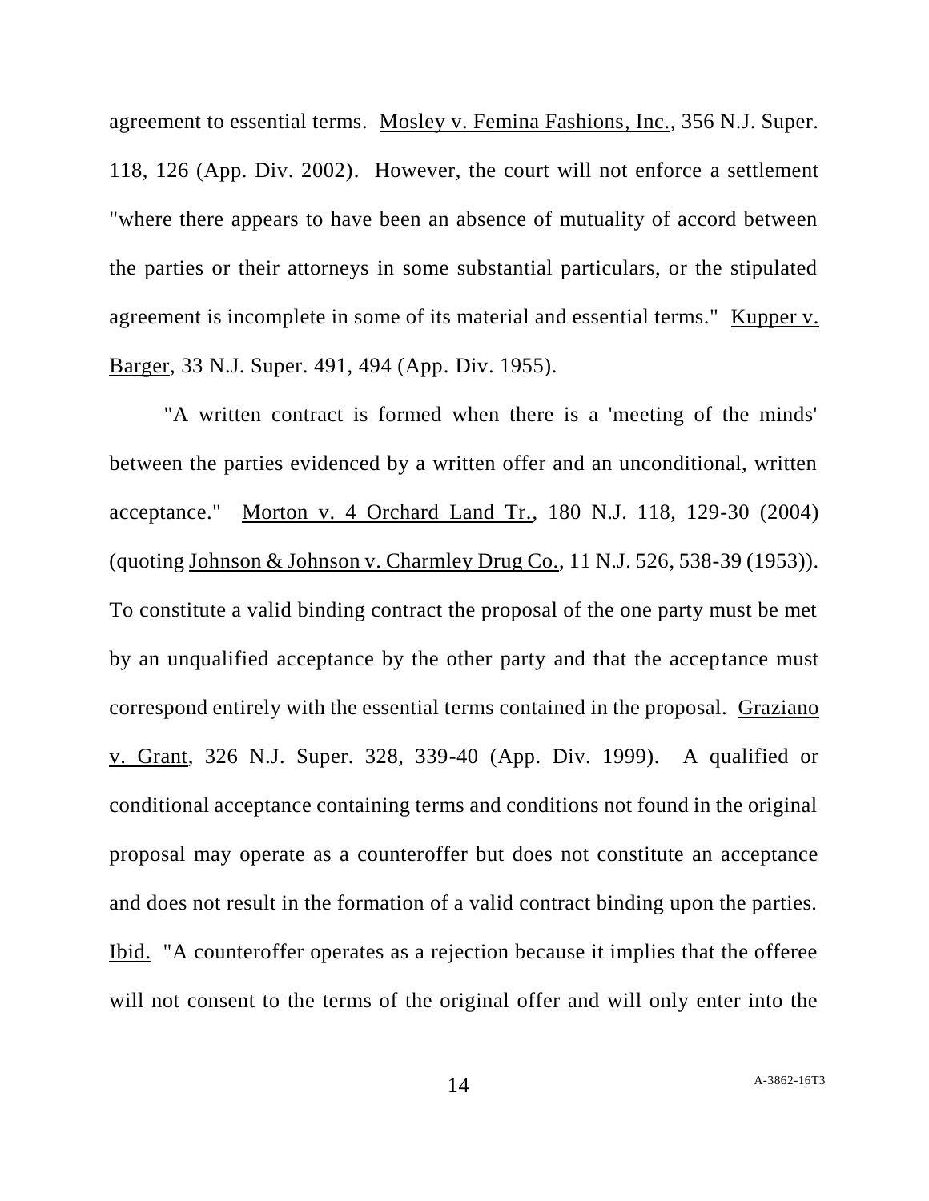agreement to essential terms. Mosley v. Femina Fashions, Inc., 356 N.J. Super. 118, 126 (App. Div. 2002). However, the court will not enforce a settlement "where there appears to have been an absence of mutuality of accord between the parties or their attorneys in some substantial particulars, or the stipulated agreement is incomplete in some of its material and essential terms." Kupper v. Barger, 33 N.J. Super. 491, 494 (App. Div. 1955).

"A written contract is formed when there is a 'meeting of the minds' between the parties evidenced by a written offer and an unconditional, written acceptance." Morton v. 4 Orchard Land Tr., 180 N.J. 118, 129-30 (2004) (quoting Johnson & Johnson v. Charmley Drug Co., 11 N.J. 526, 538-39 (1953)). To constitute a valid binding contract the proposal of the one party must be met by an unqualified acceptance by the other party and that the acceptance must correspond entirely with the essential terms contained in the proposal. Graziano v. Grant, 326 N.J. Super. 328, 339-40 (App. Div. 1999). A qualified or conditional acceptance containing terms and conditions not found in the original proposal may operate as a counteroffer but does not constitute an acceptance and does not result in the formation of a valid contract binding upon the parties. Ibid. "A counteroffer operates as a rejection because it implies that the offeree will not consent to the terms of the original offer and will only enter into the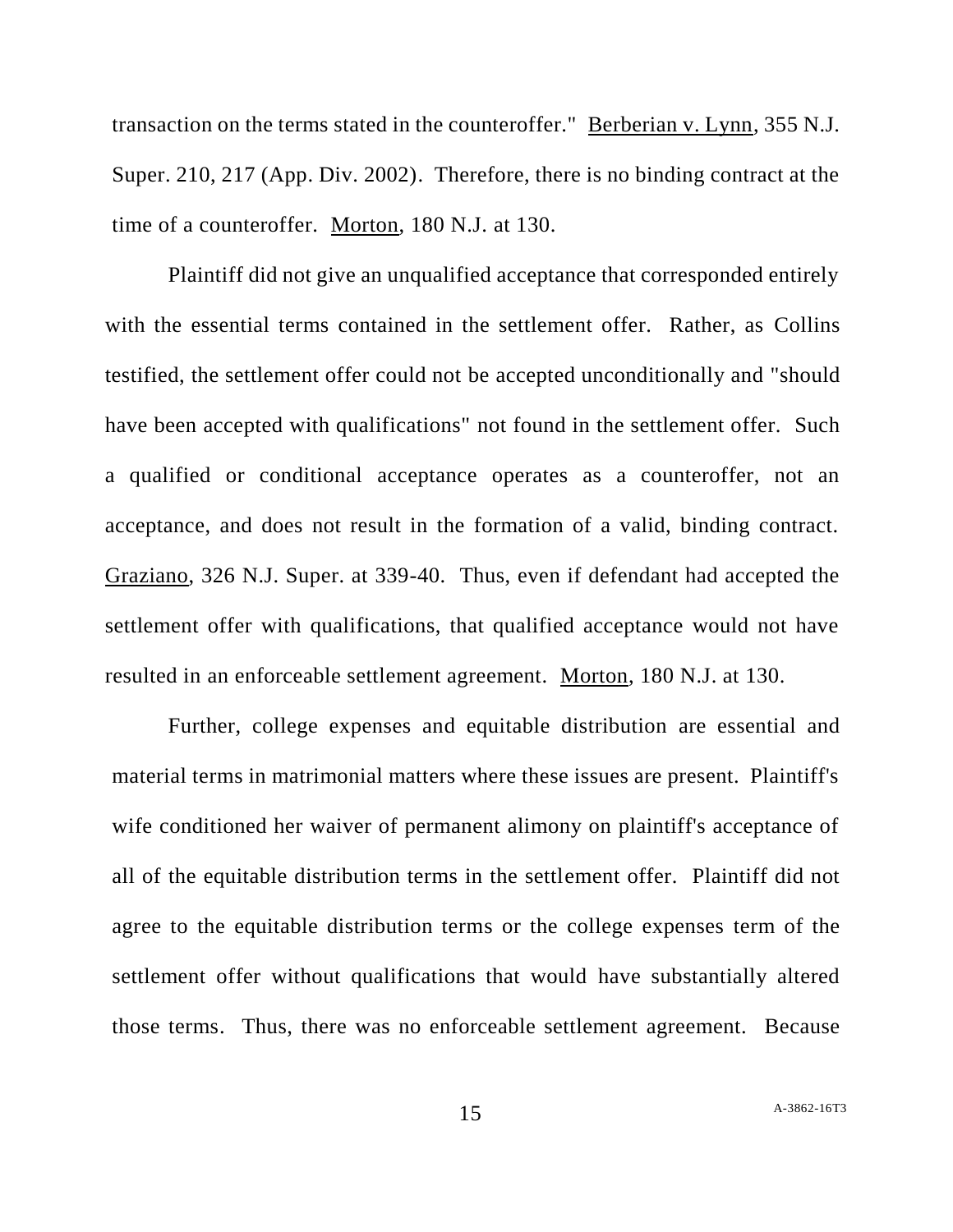transaction on the terms stated in the counteroffer." Berberian v. Lynn, 355 N.J. Super. 210, 217 (App. Div. 2002). Therefore, there is no binding contract at the time of a counteroffer. Morton, 180 N.J. at 130.

Plaintiff did not give an unqualified acceptance that corresponded entirely with the essential terms contained in the settlement offer. Rather, as Collins testified, the settlement offer could not be accepted unconditionally and "should have been accepted with qualifications" not found in the settlement offer. Such a qualified or conditional acceptance operates as a counteroffer, not an acceptance, and does not result in the formation of a valid, binding contract. Graziano, 326 N.J. Super. at 339-40. Thus, even if defendant had accepted the settlement offer with qualifications, that qualified acceptance would not have resulted in an enforceable settlement agreement. Morton, 180 N.J. at 130.

Further, college expenses and equitable distribution are essential and material terms in matrimonial matters where these issues are present. Plaintiff's wife conditioned her waiver of permanent alimony on plaintiff's acceptance of all of the equitable distribution terms in the settlement offer. Plaintiff did not agree to the equitable distribution terms or the college expenses term of the settlement offer without qualifications that would have substantially altered those terms. Thus, there was no enforceable settlement agreement. Because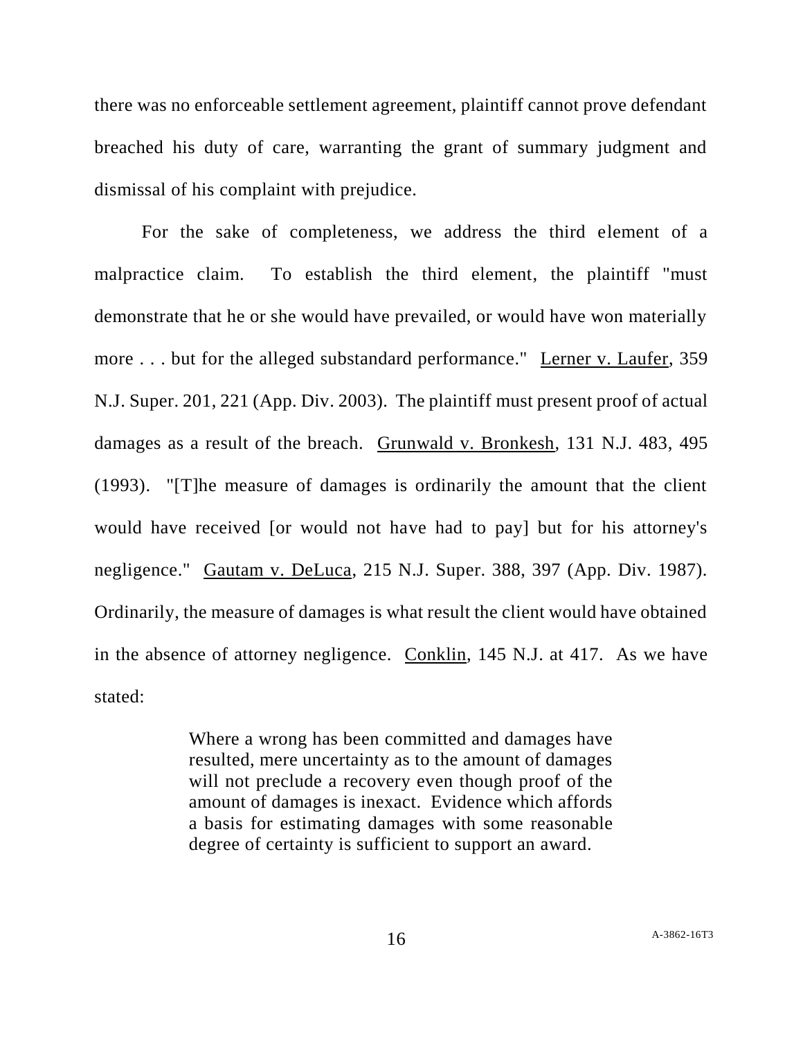there was no enforceable settlement agreement, plaintiff cannot prove defendant breached his duty of care, warranting the grant of summary judgment and dismissal of his complaint with prejudice.

For the sake of completeness, we address the third element of a malpractice claim. To establish the third element, the plaintiff "must demonstrate that he or she would have prevailed, or would have won materially more . . . but for the alleged substandard performance." Lerner v. Laufer, 359 N.J. Super. 201, 221 (App. Div. 2003). The plaintiff must present proof of actual damages as a result of the breach. Grunwald v. Bronkesh, 131 N.J. 483, 495 (1993). "[T]he measure of damages is ordinarily the amount that the client would have received [or would not have had to pay] but for his attorney's negligence." Gautam v. DeLuca, 215 N.J. Super. 388, 397 (App. Div. 1987). Ordinarily, the measure of damages is what result the client would have obtained in the absence of attorney negligence. Conklin, 145 N.J. at 417. As we have stated:

> Where a wrong has been committed and damages have resulted, mere uncertainty as to the amount of damages will not preclude a recovery even though proof of the amount of damages is inexact. Evidence which affords a basis for estimating damages with some reasonable degree of certainty is sufficient to support an award.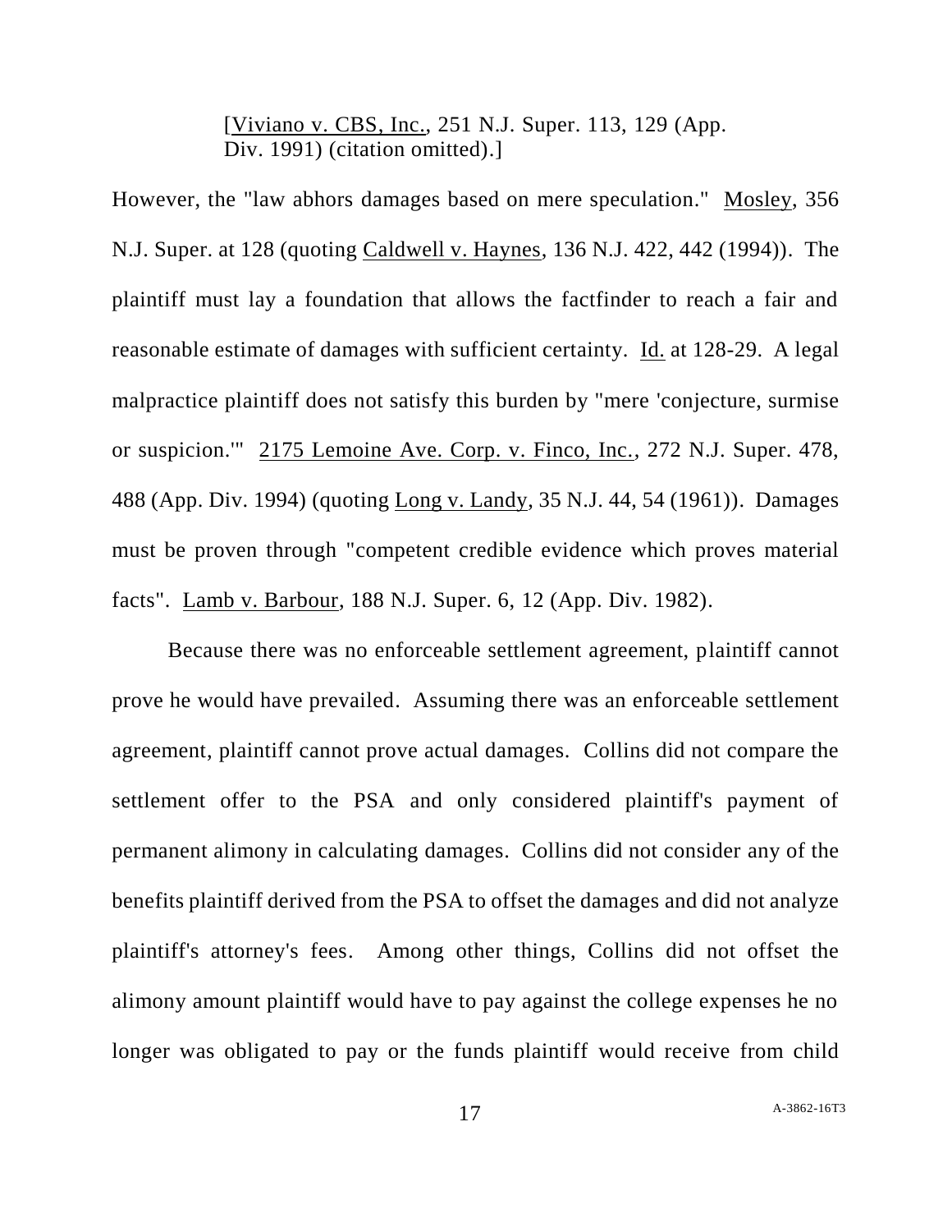[Viviano v. CBS, Inc., 251 N.J. Super. 113, 129 (App. Div. 1991) (citation omitted).]

However, the "law abhors damages based on mere speculation." Mosley, 356 N.J. Super. at 128 (quoting Caldwell v. Haynes, 136 N.J. 422, 442 (1994)). The plaintiff must lay a foundation that allows the factfinder to reach a fair and reasonable estimate of damages with sufficient certainty. Id. at 128-29. A legal malpractice plaintiff does not satisfy this burden by "mere 'conjecture, surmise or suspicion.'" 2175 Lemoine Ave. Corp. v. Finco, Inc., 272 N.J. Super. 478, 488 (App. Div. 1994) (quoting Long v. Landy, 35 N.J. 44, 54 (1961)). Damages must be proven through "competent credible evidence which proves material facts". Lamb v. Barbour, 188 N.J. Super. 6, 12 (App. Div. 1982).

Because there was no enforceable settlement agreement, plaintiff cannot prove he would have prevailed. Assuming there was an enforceable settlement agreement, plaintiff cannot prove actual damages. Collins did not compare the settlement offer to the PSA and only considered plaintiff's payment of permanent alimony in calculating damages. Collins did not consider any of the benefits plaintiff derived from the PSA to offset the damages and did not analyze plaintiff's attorney's fees. Among other things, Collins did not offset the alimony amount plaintiff would have to pay against the college expenses he no longer was obligated to pay or the funds plaintiff would receive from child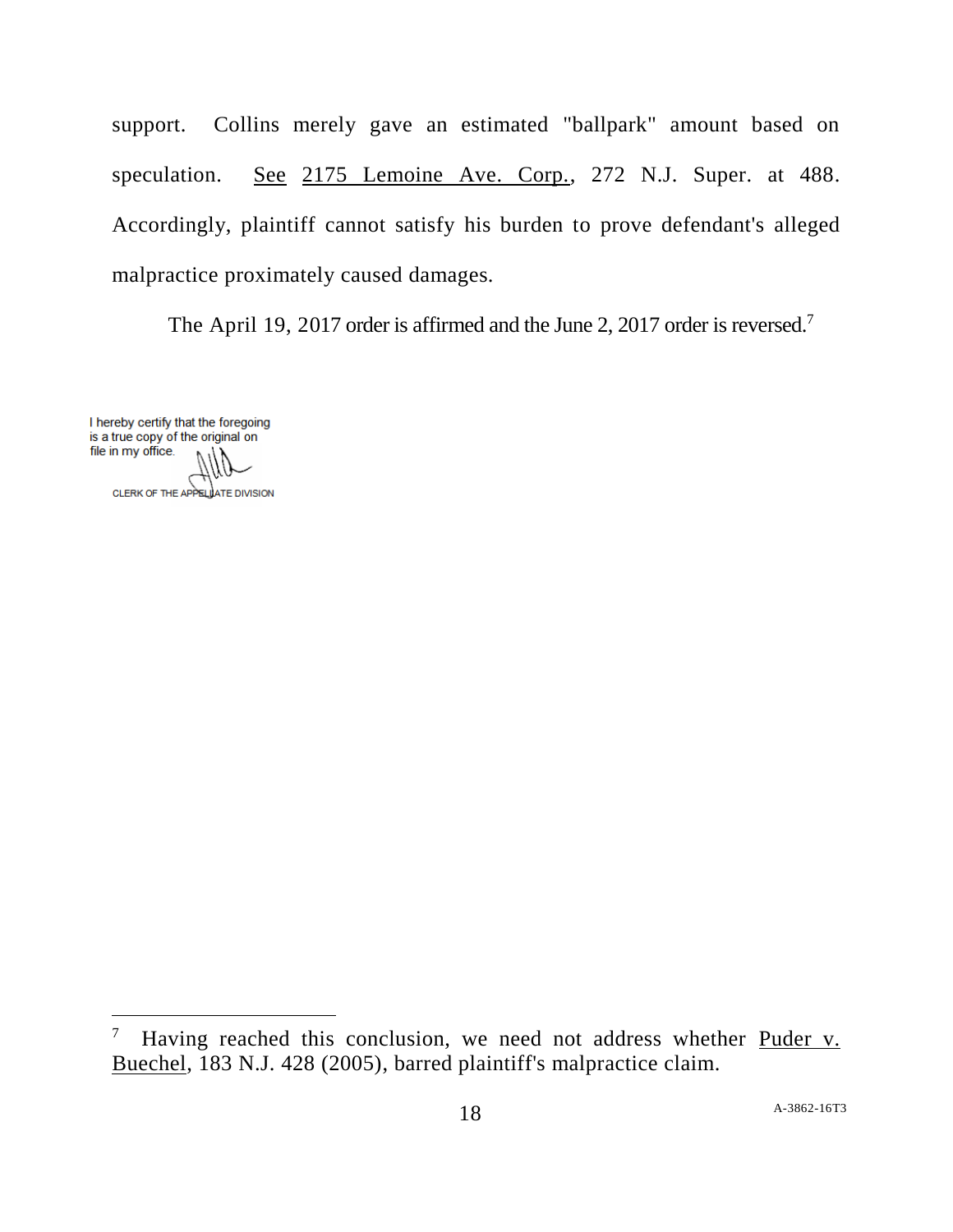support. Collins merely gave an estimated "ballpark" amount based on speculation. See 2175 Lemoine Ave. Corp., 272 N.J. Super. at 488. Accordingly, plaintiff cannot satisfy his burden to prove defendant's alleged malpractice proximately caused damages.

The April 19, 2017 order is affirmed and the June 2, 2017 order is reversed.[7]

I hereby certify that the foregoing is a true copy of the original on file in my office.

CLERK OF THE APPELLATE DIVISION

---

[7] Having reached this conclusion, we need not address whether Puder v. Buechel, 183 N.J. 428 (2005), barred plaintiff's malpractice claim.